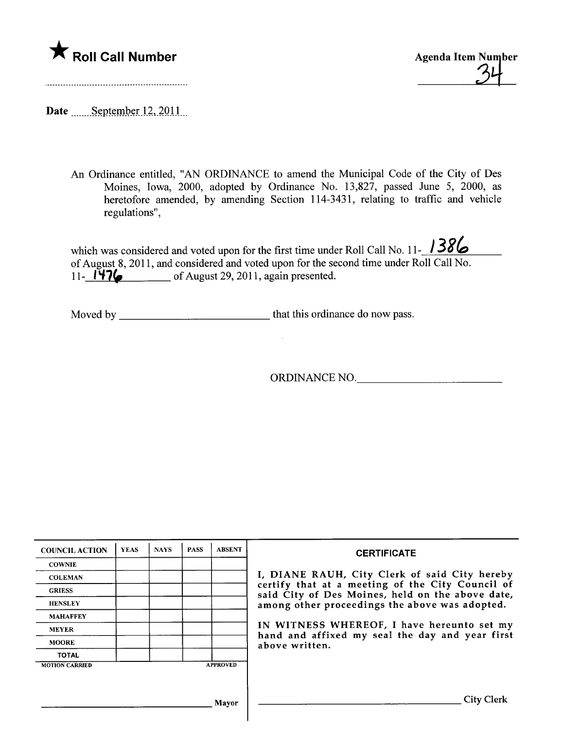★ **Roll Call Number**

**Agenda Item Number**
34

Date September 12, 2011

An Ordinance entitled, "AN ORDINANCE to amend the Municipal Code of the City of Des Moines, Iowa, 2000, adopted by Ordinance No. 13,827, passed June 5, 2000, as heretofore amended, by amending Section 114-3431, relating to traffic and vehicle regulations",

which was considered and voted upon for the first time under Roll Call No. 11-1386 of August 8, 2011, and considered and voted upon for the second time under Roll Call No. 11-1476 of August 29, 2011, again presented.

Moved by ____________________________ that this ordinance do now pass.

ORDINANCE NO.____________________________

| COUNCIL ACTION | YEAS | NAYS | PASS | ABSENT |
|---|---|---|---|---|
| COWNIE | | | | |
| COLEMAN | | | | |
| GRIESS | | | | |
| HENSLEY | | | | |
| MAHAFFEY | | | | |
| MEYER | | | | |
| MOORE | | | | |
| TOTAL | | | | |

MOTION CARRIED APPROVED

____________________________ Mayor

**CERTIFICATE**

I, DIANE RAUH, City Clerk of said City hereby certify that at a meeting of the City Council of said City of Des Moines, held on the above date, among other proceedings the above was adopted.

IN WITNESS WHEREOF, I have hereunto set my hand and affixed my seal the day and year first above written.

____________________________ City Clerk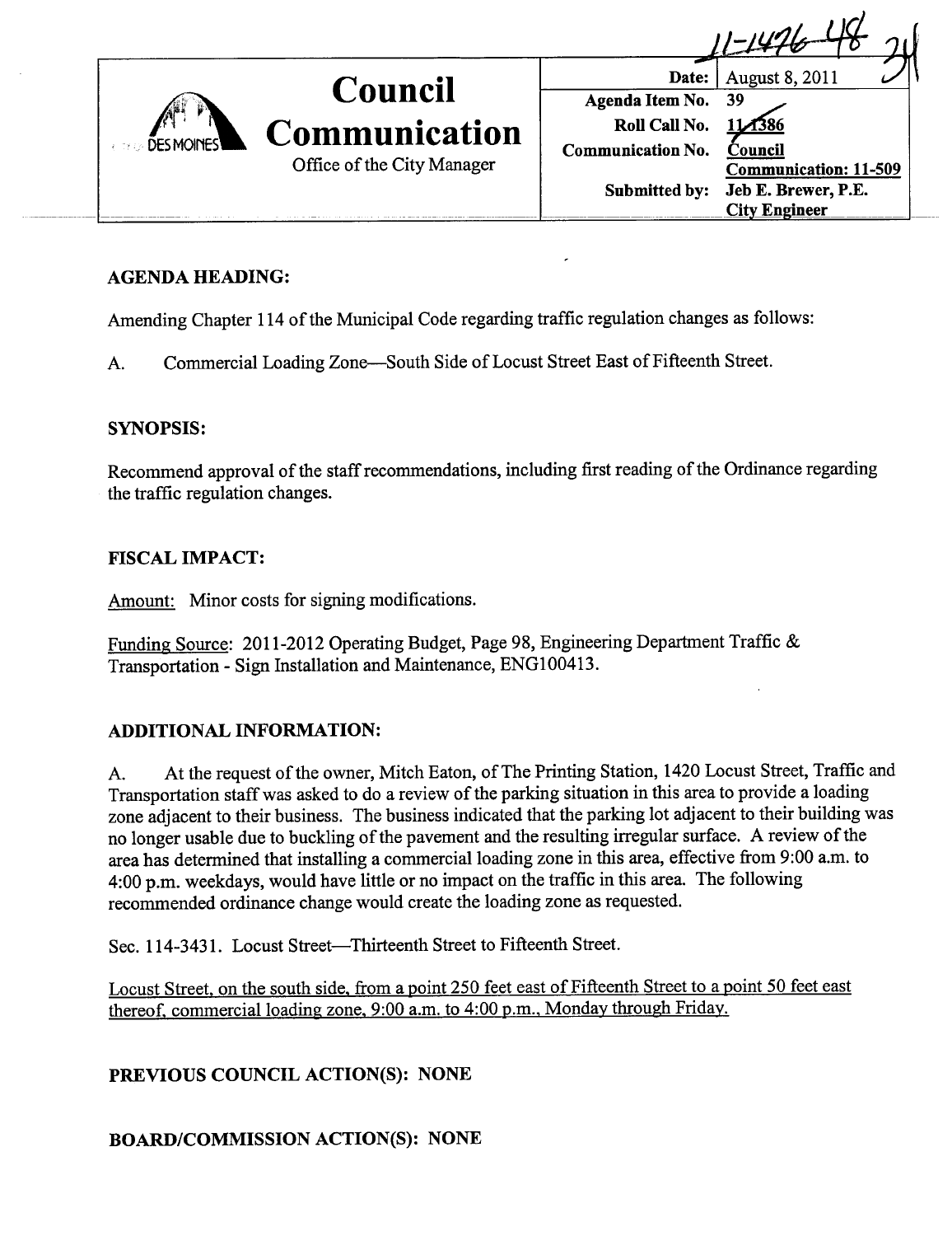11-1476 48 34

| | Date: | August 8, 2011 |
|---|---|---|
| **Council Communication** | **Agenda Item No.** | 39 |
| Office of the City Manager | **Roll Call No.** | 11-1386 |
| | **Communication No.** | **Council Communication: 11-509** |
| | **Submitted by:** | **Jeb E. Brewer, P.E. City Engineer** |

## AGENDA HEADING:

Amending Chapter 114 of the Municipal Code regarding traffic regulation changes as follows:

A. Commercial Loading Zone—South Side of Locust Street East of Fifteenth Street.

## SYNOPSIS:

Recommend approval of the staff recommendations, including first reading of the Ordinance regarding the traffic regulation changes.

## FISCAL IMPACT:

Amount: Minor costs for signing modifications.

Funding Source: 2011-2012 Operating Budget, Page 98, Engineering Department Traffic & Transportation - Sign Installation and Maintenance, ENG100413.

## ADDITIONAL INFORMATION:

A. At the request of the owner, Mitch Eaton, of The Printing Station, 1420 Locust Street, Traffic and Transportation staff was asked to do a review of the parking situation in this area to provide a loading zone adjacent to their business. The business indicated that the parking lot adjacent to their building was no longer usable due to buckling of the pavement and the resulting irregular surface. A review of the area has determined that installing a commercial loading zone in this area, effective from 9:00 a.m. to 4:00 p.m. weekdays, would have little or no impact on the traffic in this area. The following recommended ordinance change would create the loading zone as requested.

Sec. 114-3431. Locust Street—Thirteenth Street to Fifteenth Street.

Locust Street, on the south side, from a point 250 feet east of Fifteenth Street to a point 50 feet east thereof, commercial loading zone, 9:00 a.m. to 4:00 p.m., Monday through Friday.

## PREVIOUS COUNCIL ACTION(S): NONE

## BOARD/COMMISSION ACTION(S): NONE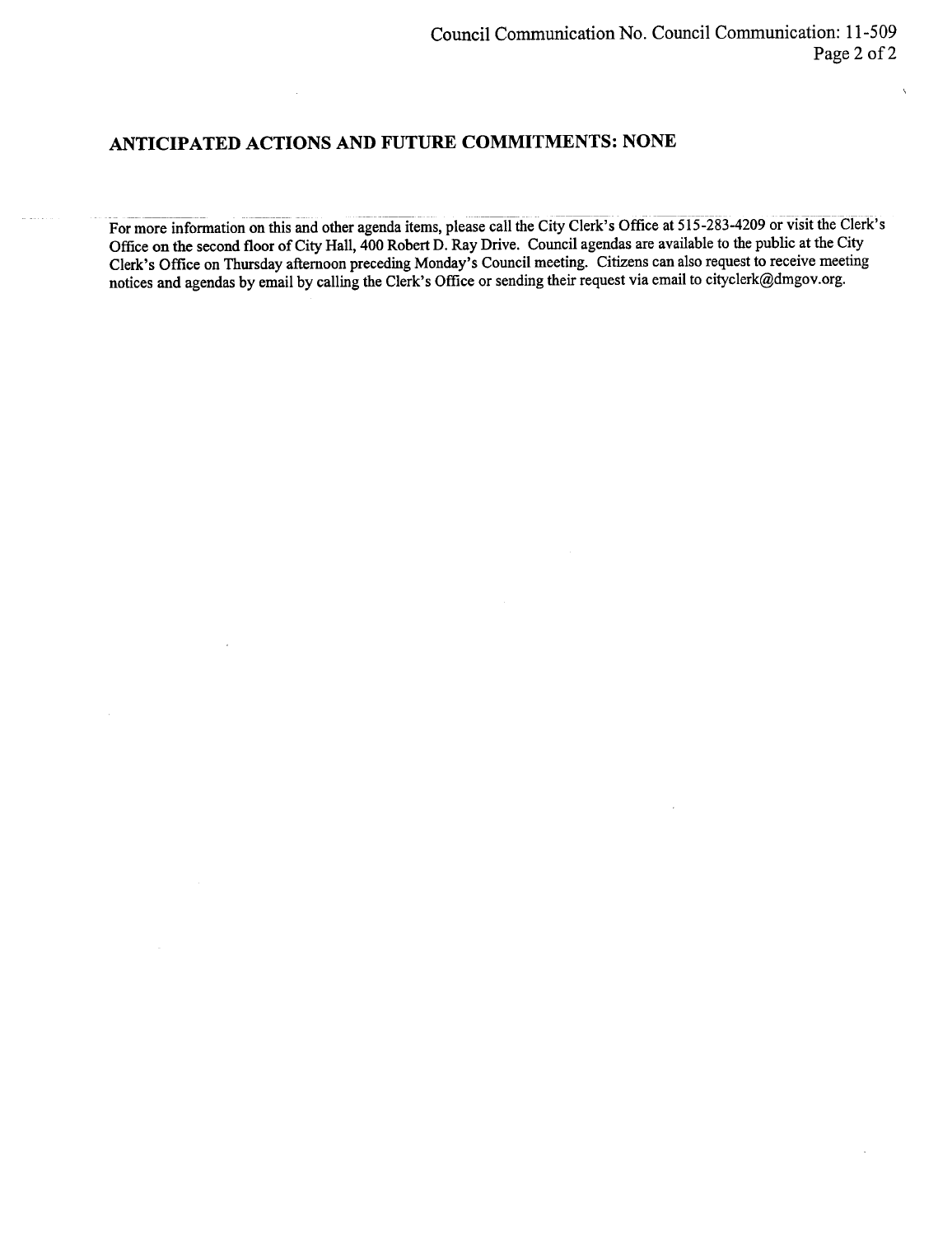## ANTICIPATED ACTIONS AND FUTURE COMMITMENTS: NONE

---

For more information on this and other agenda items, please call the City Clerk's Office at 515-283-4209 or visit the Clerk's Office on the second floor of City Hall, 400 Robert D. Ray Drive. Council agendas are available to the public at the City Clerk's Office on Thursday afternoon preceding Monday's Council meeting. Citizens can also request to receive meeting notices and agendas by email by calling the Clerk's Office or sending their request via email to cityclerk@dmgov.org.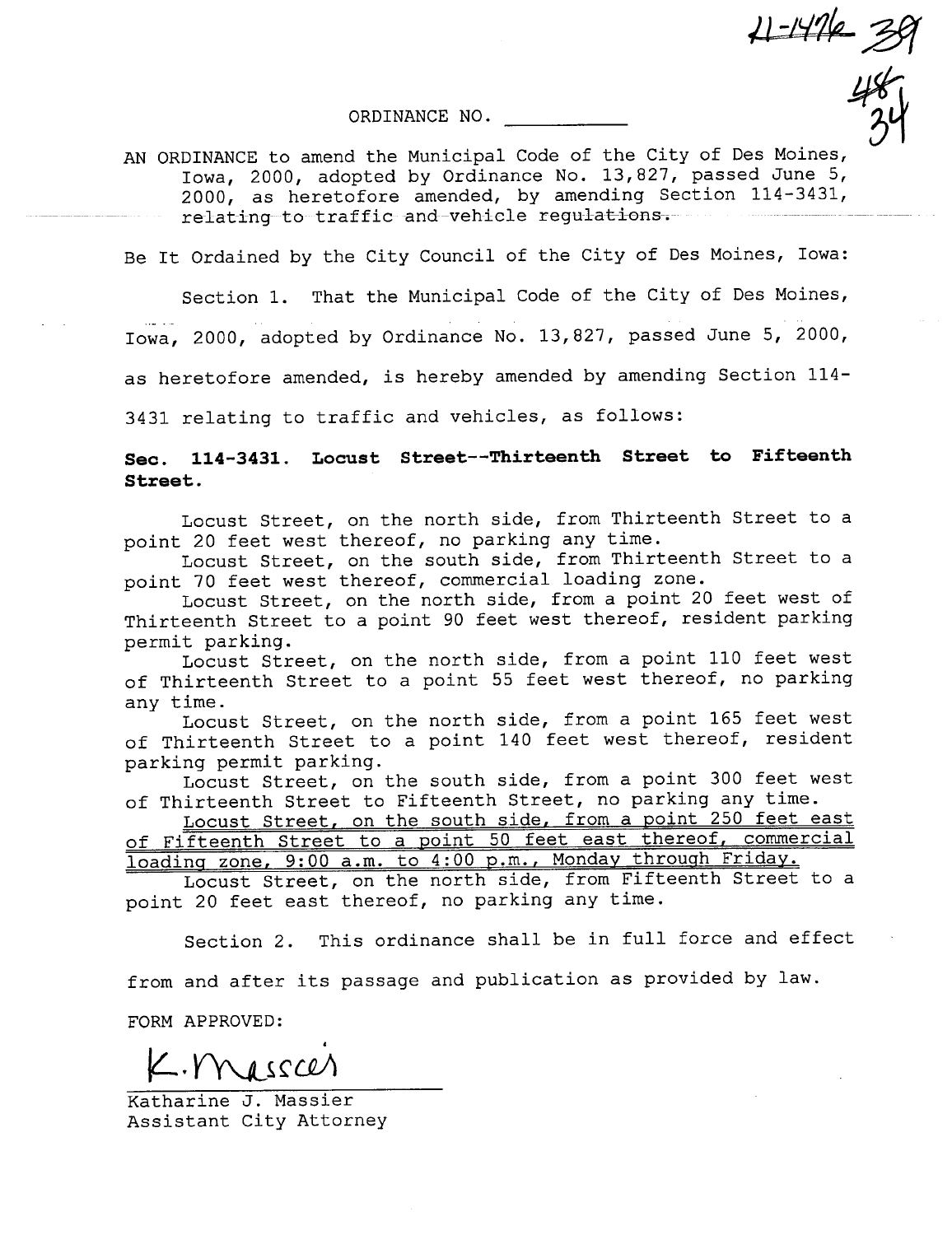11-1476 39

48
34

ORDINANCE NO. __________

AN ORDINANCE to amend the Municipal Code of the City of Des Moines, Iowa, 2000, adopted by Ordinance No. 13,827, passed June 5, 2000, as heretofore amended, by amending Section 114-3431, relating to traffic and vehicle regulations.

Be It Ordained by the City Council of the City of Des Moines, Iowa:

Section 1. That the Municipal Code of the City of Des Moines, Iowa, 2000, adopted by Ordinance No. 13,827, passed June 5, 2000, as heretofore amended, is hereby amended by amending Section 114-3431 relating to traffic and vehicles, as follows:

**Sec. 114-3431. Locust Street--Thirteenth Street to Fifteenth Street.**

Locust Street, on the north side, from Thirteenth Street to a point 20 feet west thereof, no parking any time.

Locust Street, on the south side, from Thirteenth Street to a point 70 feet west thereof, commercial loading zone.

Locust Street, on the north side, from a point 20 feet west of Thirteenth Street to a point 90 feet west thereof, resident parking permit parking.

Locust Street, on the north side, from a point 110 feet west of Thirteenth Street to a point 55 feet west thereof, no parking any time.

Locust Street, on the north side, from a point 165 feet west of Thirteenth Street to a point 140 feet west thereof, resident parking permit parking.

Locust Street, on the south side, from a point 300 feet west of Thirteenth Street to Fifteenth Street, no parking any time.

<u>Locust Street, on the south side, from a point 250 feet east of Fifteenth Street to a point 50 feet east thereof, commercial loading zone, 9:00 a.m. to 4:00 p.m., Monday through Friday.</u>

Locust Street, on the north side, from Fifteenth Street to a point 20 feet east thereof, no parking any time.

Section 2. This ordinance shall be in full force and effect from and after its passage and publication as provided by law.

FORM APPROVED:

K. Massier

Katharine J. Massier
Assistant City Attorney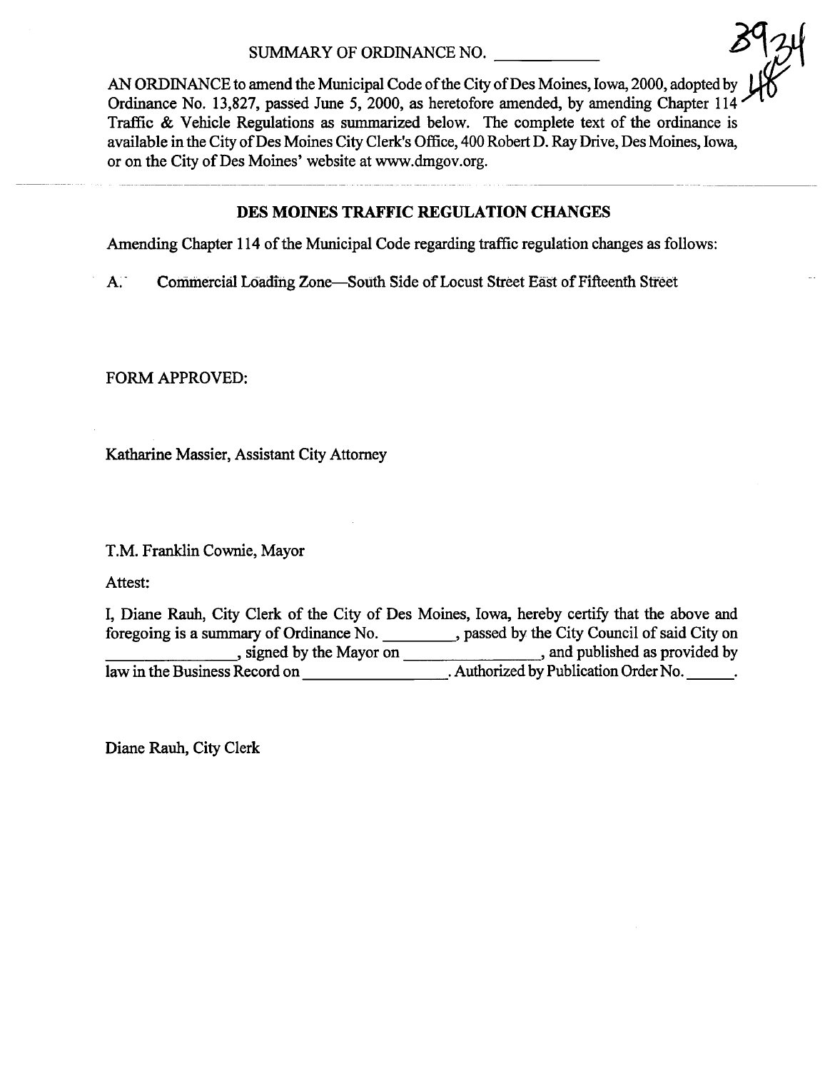SUMMARY OF ORDINANCE NO. \_\_\_\_\_\_\_\_\_\_

39
48

AN ORDINANCE to amend the Municipal Code of the City of Des Moines, Iowa, 2000, adopted by Ordinance No. 13,827, passed June 5, 2000, as heretofore amended, by amending Chapter 114 Traffic & Vehicle Regulations as summarized below. The complete text of the ordinance is available in the City of Des Moines City Clerk's Office, 400 Robert D. Ray Drive, Des Moines, Iowa, or on the City of Des Moines' website at www.dmgov.org.

---

## DES MOINES TRAFFIC REGULATION CHANGES

Amending Chapter 114 of the Municipal Code regarding traffic regulation changes as follows:

A. Commercial Loading Zone—South Side of Locust Street East of Fifteenth Street

FORM APPROVED:

Katharine Massier, Assistant City Attorney

T.M. Franklin Cownie, Mayor

Attest:

I, Diane Rauh, City Clerk of the City of Des Moines, Iowa, hereby certify that the above and foregoing is a summary of Ordinance No. \_\_\_\_\_\_\_\_, passed by the City Council of said City on \_\_\_\_\_\_\_\_\_\_\_\_\_\_\_, signed by the Mayor on \_\_\_\_\_\_\_\_\_\_\_\_\_\_\_, and published as provided by law in the Business Record on \_\_\_\_\_\_\_\_\_\_\_\_\_\_\_. Authorized by Publication Order No. \_\_\_\_\_.

Diane Rauh, City Clerk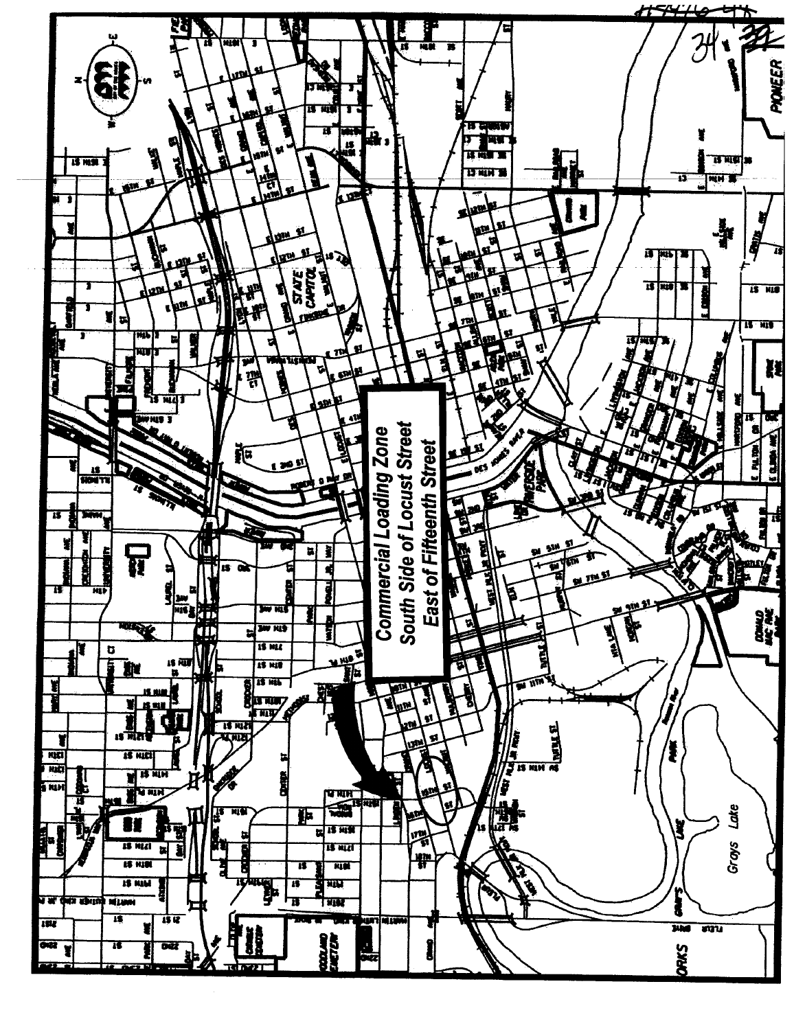Commercial Loading Zone
South Side of Locust Street
East of Fifteenth Street